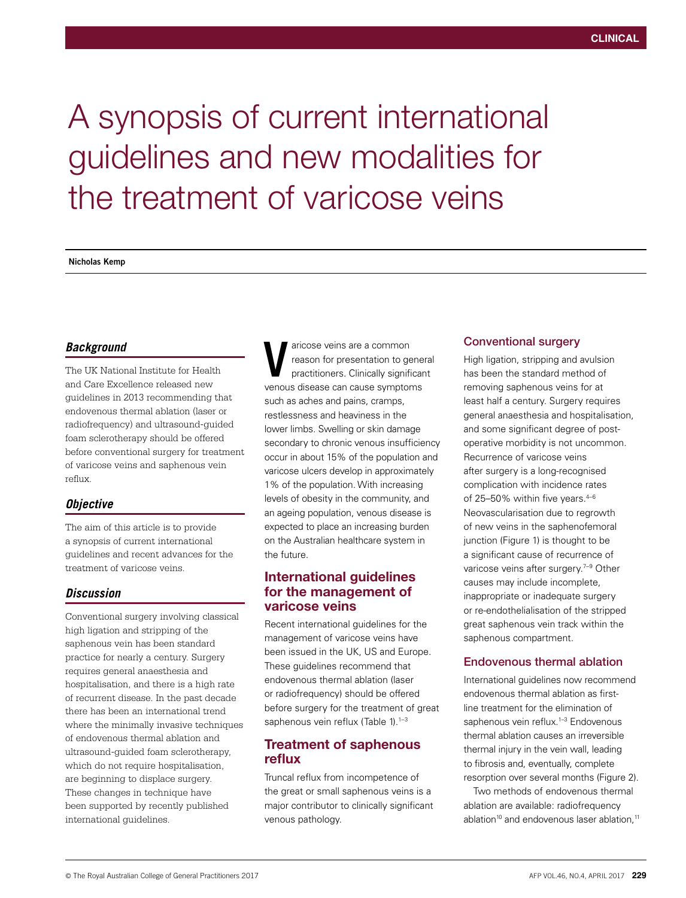# A synopsis of current international guidelines and new modalities for the treatment of varicose veins

**Nicholas Kemp**

### *Background*

The UK National Institute for Health and Care Excellence released new guidelines in 2013 recommending that endovenous thermal ablation (laser or radiofrequency) and ultrasound-guided foam sclerotherapy should be offered before conventional surgery for treatment of varicose veins and saphenous vein reflux.

### *Objective*

The aim of this article is to provide a synopsis of current international guidelines and recent advances for the treatment of varicose veins.

### *Discussion*

Conventional surgery involving classical high ligation and stripping of the saphenous vein has been standard practice for nearly a century. Surgery requires general anaesthesia and hospitalisation, and there is a high rate of recurrent disease. In the past decade there has been an international trend where the minimally invasive techniques of endovenous thermal ablation and ultrasound-guided foam sclerotherapy, which do not require hospitalisation, are beginning to displace surgery. These changes in technique have been supported by recently published international guidelines.

Varicose veins are a common reason for presentation to general practitioners. Clinically significant venous disease can cause symptoms such as aches and pains, cramps, restlessness and heaviness in the lower limbs. Swelling or skin damage secondary to chronic venous insufficiency occur in about 15% of the population and varicose ulcers develop in approximately 1% of the population. With increasing levels of obesity in the community, and an ageing population, venous disease is expected to place an increasing burden on the Australian healthcare system in the future.

## International guidelines for the management of varicose veins

Recent international guidelines for the management of varicose veins have been issued in the UK, US and Europe. These guidelines recommend that endovenous thermal ablation (laser or radiofrequency) should be offered before surgery for the treatment of great saphenous vein reflux (Table 1).[1–3]

## Treatment of saphenous reflux

Truncal reflux from incompetence of the great or small saphenous veins is a major contributor to clinically significant venous pathology.

### Conventional surgery

High ligation, stripping and avulsion has been the standard method of removing saphenous veins for at least half a century. Surgery requires general anaesthesia and hospitalisation, and some significant degree of post-operative morbidity is not uncommon. Recurrence of varicose veins after surgery is a long-recognised complication with incidence rates of 25–50% within five years.[4–6] Neovascularisation due to regrowth of new veins in the saphenofemoral junction (Figure 1) is thought to be a significant cause of recurrence of varicose veins after surgery.[7–9] Other causes may include incomplete, inappropriate or inadequate surgery or re-endothelialisation of the stripped great saphenous vein track within the saphenous compartment.

### Endovenous thermal ablation

International guidelines now recommend endovenous thermal ablation as first-line treatment for the elimination of saphenous vein reflux.[1–3] Endovenous thermal ablation causes an irreversible thermal injury in the vein wall, leading to fibrosis and, eventually, complete resorption over several months (Figure 2).

Two methods of endovenous thermal ablation are available: radiofrequency ablation[10] and endovenous laser ablation,[11]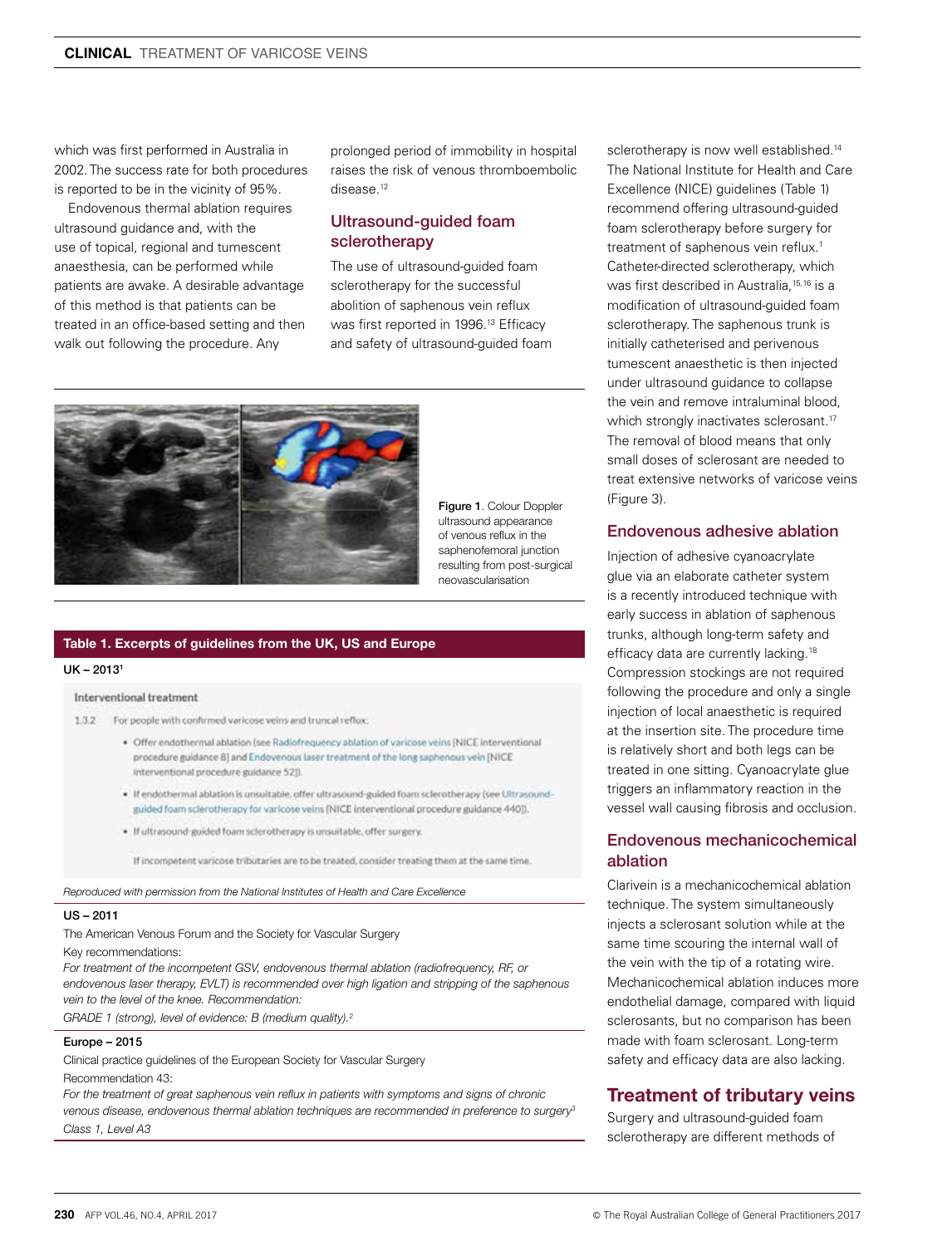which was first performed in Australia in 2002. The success rate for both procedures is reported to be in the vicinity of 95%.

Endovenous thermal ablation requires ultrasound guidance and, with the use of topical, regional and tumescent anaesthesia, can be performed while patients are awake. A desirable advantage of this method is that patients can be treated in an office-based setting and then walk out following the procedure. Any prolonged period of immobility in hospital raises the risk of venous thromboembolic disease.[12]

## Ultrasound-guided foam sclerotherapy

The use of ultrasound-guided foam sclerotherapy for the successful abolition of saphenous vein reflux was first reported in 1996.[13] Efficacy and safety of ultrasound-guided foam sclerotherapy is now well established.[14] The National Institute for Health and Care Excellence (NICE) guidelines (Table 1) recommend offering ultrasound-guided foam sclerotherapy before surgery for treatment of saphenous vein reflux.[1] Catheter-directed sclerotherapy, which was first described in Australia,[15,16] is a modification of ultrasound-guided foam sclerotherapy. The saphenous trunk is initially catheterised and perivenous tumescent anaesthetic is then injected under ultrasound guidance to collapse the vein and remove intraluminal blood, which strongly inactivates sclerosant.[17] The removal of blood means that only small doses of sclerosant are needed to treat extensive networks of varicose veins (Figure 3).

Figure 1. Colour Doppler ultrasound appearance of venous reflux in the saphenofemoral junction resulting from post-surgical neovascularisation

**Table 1. Excerpts of guidelines from the UK, US and Europe**

**UK – 2013[1]**

Interventional treatment

1.3.2 For people with confirmed varicose veins and truncal reflux:

- Offer endothermal ablation (see Radiofrequency ablation of varicose veins [NICE interventional procedure guidance 8] and Endovenous laser treatment of the long saphenous vein [NICE interventional procedure guidance 52]).
- If endothermal ablation is unsuitable, offer ultrasound-guided foam sclerotherapy (see Ultrasound-guided foam sclerotherapy for varicose veins [NICE interventional procedure guidance 440]).
- If ultrasound-guided foam sclerotherapy is unsuitable, offer surgery.

If incompetent varicose tributaries are to be treated, consider treating them at the same time.

*Reproduced with permission from the National Institutes of Health and Care Excellence*

**US – 2011**

The American Venous Forum and the Society for Vascular Surgery

Key recommendations:

*For treatment of the incompetent GSV, endovenous thermal ablation (radiofrequency, RF, or endovenous laser therapy, EVLT) is recommended over high ligation and stripping of the saphenous vein to the level of the knee. Recommendation:*

*GRADE 1 (strong), level of evidence: B (medium quality).*[2]

**Europe – 2015**

Clinical practice guidelines of the European Society for Vascular Surgery

Recommendation 43:

*For the treatment of great saphenous vein reflux in patients with symptoms and signs of chronic venous disease, endovenous thermal ablation techniques are recommended in preference to surgery*[3]

*Class 1, Level A3*

## Endovenous adhesive ablation

Injection of adhesive cyanoacrylate glue via an elaborate catheter system is a recently introduced technique with early success in ablation of saphenous trunks, although long-term safety and efficacy data are currently lacking.[18] Compression stockings are not required following the procedure and only a single injection of local anaesthetic is required at the insertion site. The procedure time is relatively short and both legs can be treated in one sitting. Cyanoacrylate glue triggers an inflammatory reaction in the vessel wall causing fibrosis and occlusion.

## Endovenous mechanicochemical ablation

Clarivein is a mechanicochemical ablation technique. The system simultaneously injects a sclerosant solution while at the same time scouring the internal wall of the vein with the tip of a rotating wire. Mechanicochemical ablation induces more endothelial damage, compared with liquid sclerosants, but no comparison has been made with foam sclerosant. Long-term safety and efficacy data are also lacking.

# Treatment of tributary veins

Surgery and ultrasound-guided foam sclerotherapy are different methods of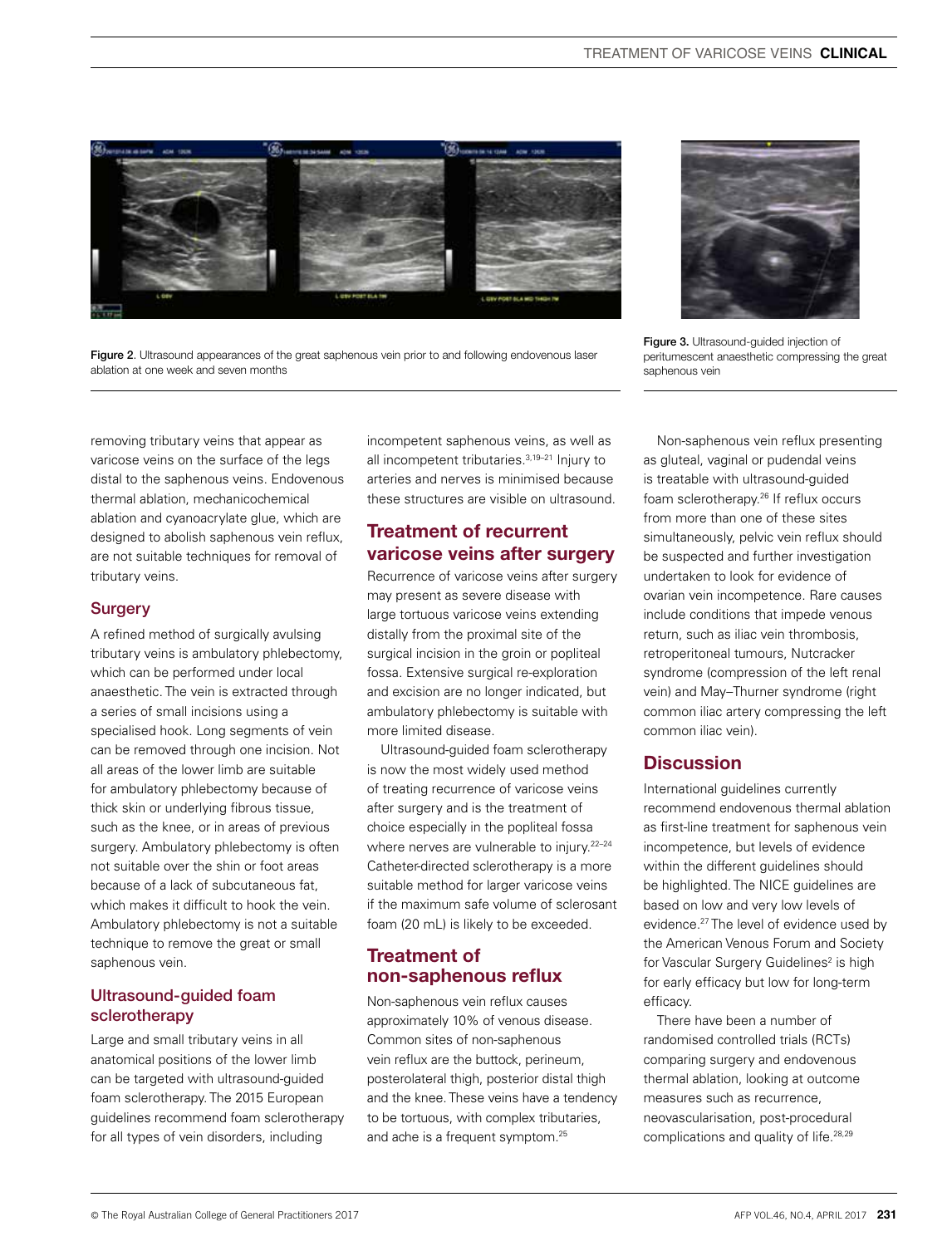Figure 2. Ultrasound appearances of the great saphenous vein prior to and following endovenous laser ablation at one week and seven months

Figure 3. Ultrasound-guided injection of peritumescent anaesthetic compressing the great saphenous vein

removing tributary veins that appear as varicose veins on the surface of the legs distal to the saphenous veins. Endovenous thermal ablation, mechanicochemical ablation and cyanoacrylate glue, which are designed to abolish saphenous vein reflux, are not suitable techniques for removal of tributary veins.

### Surgery

A refined method of surgically avulsing tributary veins is ambulatory phlebectomy, which can be performed under local anaesthetic. The vein is extracted through a series of small incisions using a specialised hook. Long segments of vein can be removed through one incision. Not all areas of the lower limb are suitable for ambulatory phlebectomy because of thick skin or underlying fibrous tissue, such as the knee, or in areas of previous surgery. Ambulatory phlebectomy is often not suitable over the shin or foot areas because of a lack of subcutaneous fat, which makes it difficult to hook the vein. Ambulatory phlebectomy is not a suitable technique to remove the great or small saphenous vein.

### Ultrasound-guided foam sclerotherapy

Large and small tributary veins in all anatomical positions of the lower limb can be targeted with ultrasound-guided foam sclerotherapy. The 2015 European guidelines recommend foam sclerotherapy for all types of vein disorders, including incompetent saphenous veins, as well as all incompetent tributaries.[3,19–21] Injury to arteries and nerves is minimised because these structures are visible on ultrasound.

## Treatment of recurrent varicose veins after surgery

Recurrence of varicose veins after surgery may present as severe disease with large tortuous varicose veins extending distally from the proximal site of the surgical incision in the groin or popliteal fossa. Extensive surgical re-exploration and excision are no longer indicated, but ambulatory phlebectomy is suitable with more limited disease.

Ultrasound-guided foam sclerotherapy is now the most widely used method of treating recurrence of varicose veins after surgery and is the treatment of choice especially in the popliteal fossa where nerves are vulnerable to injury.[22–24] Catheter-directed sclerotherapy is a more suitable method for larger varicose veins if the maximum safe volume of sclerosant foam (20 mL) is likely to be exceeded.

## Treatment of non-saphenous reflux

Non-saphenous vein reflux causes approximately 10% of venous disease. Common sites of non-saphenous vein reflux are the buttock, perineum, posterolateral thigh, posterior distal thigh and the knee. These veins have a tendency to be tortuous, with complex tributaries, and ache is a frequent symptom.[25]

Non-saphenous vein reflux presenting as gluteal, vaginal or pudendal veins is treatable with ultrasound-guided foam sclerotherapy.[26] If reflux occurs from more than one of these sites simultaneously, pelvic vein reflux should be suspected and further investigation undertaken to look for evidence of ovarian vein incompetence. Rare causes include conditions that impede venous return, such as iliac vein thrombosis, retroperitoneal tumours, Nutcracker syndrome (compression of the left renal vein) and May–Thurner syndrome (right common iliac artery compressing the left common iliac vein).

## Discussion

International guidelines currently recommend endovenous thermal ablation as first-line treatment for saphenous vein incompetence, but levels of evidence within the different guidelines should be highlighted. The NICE guidelines are based on low and very low levels of evidence.[27] The level of evidence used by the American Venous Forum and Society for Vascular Surgery Guidelines[2] is high for early efficacy but low for long-term efficacy.

There have been a number of randomised controlled trials (RCTs) comparing surgery and endovenous thermal ablation, looking at outcome measures such as recurrence, neovascularisation, post-procedural complications and quality of life.[28,29]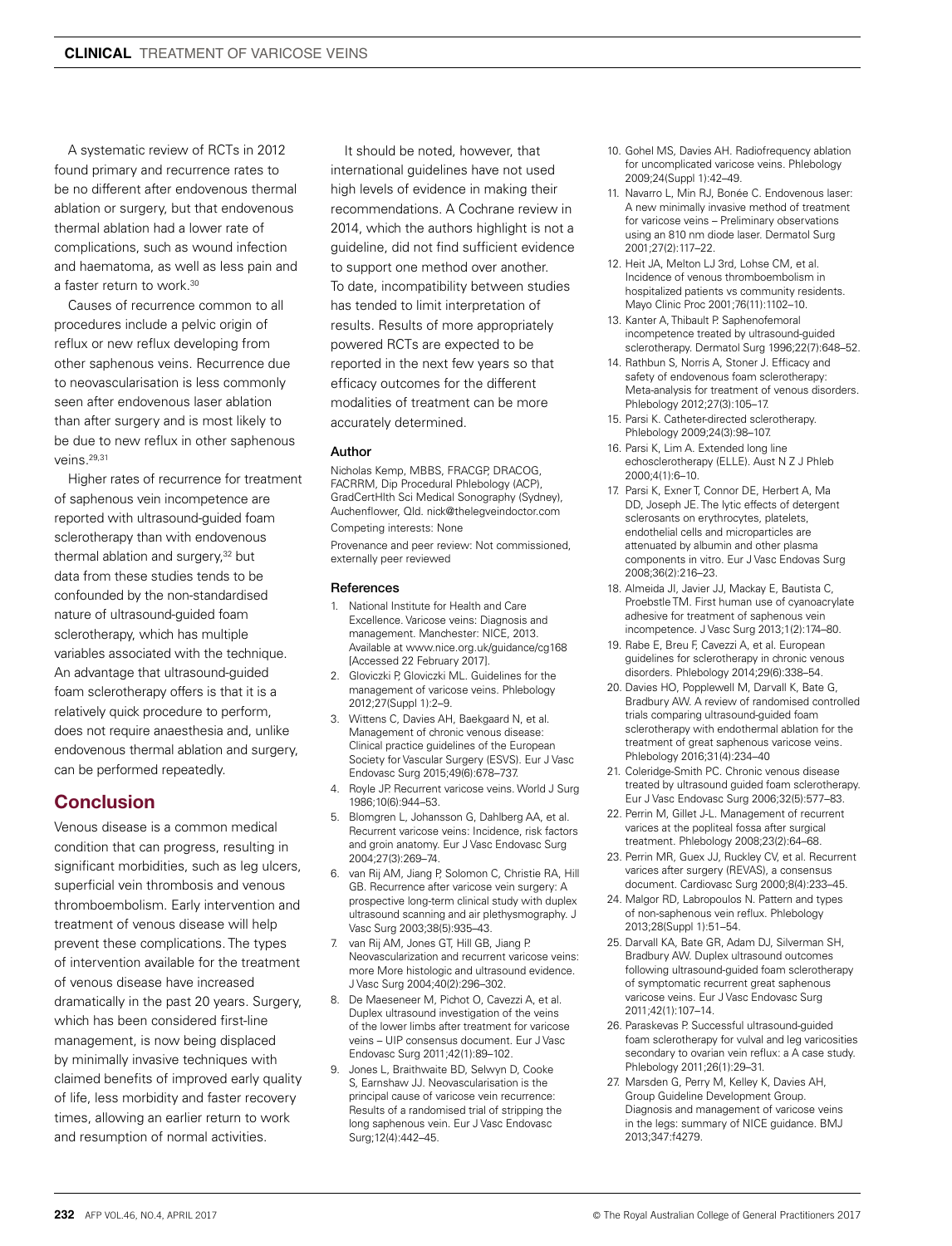A systematic review of RCTs in 2012 found primary and recurrence rates to be no different after endovenous thermal ablation or surgery, but that endovenous thermal ablation had a lower rate of complications, such as wound infection and haematoma, as well as less pain and a faster return to work.[30]

Causes of recurrence common to all procedures include a pelvic origin of reflux or new reflux developing from other saphenous veins. Recurrence due to neovascularisation is less commonly seen after endovenous laser ablation than after surgery and is most likely to be due to new reflux in other saphenous veins.[29,31]

Higher rates of recurrence for treatment of saphenous vein incompetence are reported with ultrasound-guided foam sclerotherapy than with endovenous thermal ablation and surgery,[32] but data from these studies tends to be confounded by the non-standardised nature of ultrasound-guided foam sclerotherapy, which has multiple variables associated with the technique. An advantage that ultrasound-guided foam sclerotherapy offers is that it is a relatively quick procedure to perform, does not require anaesthesia and, unlike endovenous thermal ablation and surgery, can be performed repeatedly.

## Conclusion

Venous disease is a common medical condition that can progress, resulting in significant morbidities, such as leg ulcers, superficial vein thrombosis and venous thromboembolism. Early intervention and treatment of venous disease will help prevent these complications. The types of intervention available for the treatment of venous disease have increased dramatically in the past 20 years. Surgery, which has been considered first-line management, is now being displaced by minimally invasive techniques with claimed benefits of improved early quality of life, less morbidity and faster recovery times, allowing an earlier return to work and resumption of normal activities.

It should be noted, however, that international guidelines have not used high levels of evidence in making their recommendations. A Cochrane review in 2014, which the authors highlight is not a guideline, did not find sufficient evidence to support one method over another. To date, incompatibility between studies has tended to limit interpretation of results. Results of more appropriately powered RCTs are expected to be reported in the next few years so that efficacy outcomes for the different modalities of treatment can be more accurately determined.

### Author

Nicholas Kemp, MBBS, FRACGP, DRACOG, FACRRM, Dip Procedural Phlebology (ACP), GradCertHlth Sci Medical Sonography (Sydney), Auchenflower, Qld. nick@thelegveindoctor.com

Competing interests: None

Provenance and peer review: Not commissioned, externally peer reviewed

### References

1. National Institute for Health and Care Excellence. Varicose veins: Diagnosis and management. Manchester: NICE, 2013. Available at www.nice.org.uk/guidance/cg168 [Accessed 22 February 2017].
2. Gloviczki P, Gloviczki ML. Guidelines for the management of varicose veins. Phlebology 2012;27(Suppl 1):2–9.
3. Wittens C, Davies AH, Baekgaard N, et al. Management of chronic venous disease: Clinical practice guidelines of the European Society for Vascular Surgery (ESVS). Eur J Vasc Endovasc Surg 2015;49(6):678–737.
4. Royle JP. Recurrent varicose veins. World J Surg 1986;10(6):944–53.
5. Blomgren L, Johansson G, Dahlberg AA, et al. Recurrent varicose veins: Incidence, risk factors and groin anatomy. Eur J Vasc Endovasc Surg 2004;27(3):269–74.
6. van Rij AM, Jiang P, Solomon C, Christie RA, Hill GB. Recurrence after varicose vein surgery: A prospective long-term clinical study with duplex ultrasound scanning and air plethysmography. J Vasc Surg 2003;38(5):935–43.
7. van Rij AM, Jones GT, Hill GB, Jiang P. Neovascularization and recurrent varicose veins: more More histologic and ultrasound evidence. J Vasc Surg 2004;40(2):296–302.
8. De Maeseneer M, Pichot O, Cavezzi A, et al. Duplex ultrasound investigation of the veins of the lower limbs after treatment for varicose veins – UIP consensus document. Eur J Vasc Endovasc Surg 2011;42(1):89–102.
9. Jones L, Braithwaite BD, Selwyn D, Cooke S, Earnshaw JJ. Neovascularisation is the principal cause of varicose vein recurrence: Results of a randomised trial of stripping the long saphenous vein. Eur J Vasc Endovasc Surg;12(4):442–45.
10. Gohel MS, Davies AH. Radiofrequency ablation for uncomplicated varicose veins. Phlebology 2009;24(Suppl 1):42–49.
11. Navarro L, Min RJ, Bonée C. Endovenous laser: A new minimally invasive method of treatment for varicose veins – Preliminary observations using an 810 nm diode laser. Dermatol Surg 2001;27(2):117–22.
12. Heit JA, Melton LJ 3rd, Lohse CM, et al. Incidence of venous thromboembolism in hospitalized patients vs community residents. Mayo Clinic Proc 2001;76(11):1102–10.
13. Kanter A, Thibault P. Saphenofemoral incompetence treated by ultrasound-guided sclerotherapy. Dermatol Surg 1996;22(7):648–52.
14. Rathbun S, Norris A, Stoner J. Efficacy and safety of endovenous foam sclerotherapy: Meta-analysis for treatment of venous disorders. Phlebology 2012;27(3):105–17.
15. Parsi K. Catheter-directed sclerotherapy. Phlebology 2009;24(3):98–107.
16. Parsi K, Lim A. Extended long line echosclerotherapy (ELLE). Aust N Z J Phleb 2000;4(1):6–10.
17. Parsi K, Exner T, Connor DE, Herbert A, Ma DD, Joseph JE. The lytic effects of detergent sclerosants on erythrocytes, platelets, endothelial cells and microparticles are attenuated by albumin and other plasma components in vitro. Eur J Vasc Endovas Surg 2008;36(2):216–23.
18. Almeida JI, Javier JJ, Mackay E, Bautista C, Proebstle TM. First human use of cyanoacrylate adhesive for treatment of saphenous vein incompetence. J Vasc Surg 2013;1(2):174–80.
19. Rabe E, Breu F, Cavezzi A, et al. European guidelines for sclerotherapy in chronic venous disorders. Phlebology 2014;29(6):338–54.
20. Davies HO, Popplewell M, Darvall K, Bate G, Bradbury AW. A review of randomised controlled trials comparing ultrasound-guided foam sclerotherapy with endothermal ablation for the treatment of great saphenous varicose veins. Phlebology 2016;31(4):234–40
21. Coleridge-Smith PC. Chronic venous disease treated by ultrasound guided foam sclerotherapy. Eur J Vasc Endovasc Surg 2006;32(5):577–83.
22. Perrin M, Gillet J-L. Management of recurrent varices at the popliteal fossa after surgical treatment. Phlebology 2008;23(2):64–68.
23. Perrin MR, Guex JJ, Ruckley CV, et al. Recurrent varices after surgery (REVAS), a consensus document. Cardiovasc Surg 2000;8(4):233–45.
24. Malgor RD, Labropoulos N. Pattern and types of non-saphenous vein reflux. Phlebology 2013;28(Suppl 1):51–54.
25. Darvall KA, Bate GR, Adam DJ, Silverman SH, Bradbury AW. Duplex ultrasound outcomes following ultrasound-guided foam sclerotherapy of symptomatic recurrent great saphenous varicose veins. Eur J Vasc Endovasc Surg 2011;42(1):107–14.
26. Paraskevas P. Successful ultrasound-guided foam sclerotherapy for vulval and leg varicosities secondary to ovarian vein reflux: a A case study. Phlebology 2011;26(1):29–31.
27. Marsden G, Perry M, Kelley K, Davies AH, Group Guideline Development Group. Diagnosis and management of varicose veins in the legs: summary of NICE guidance. BMJ 2013;347:f4279.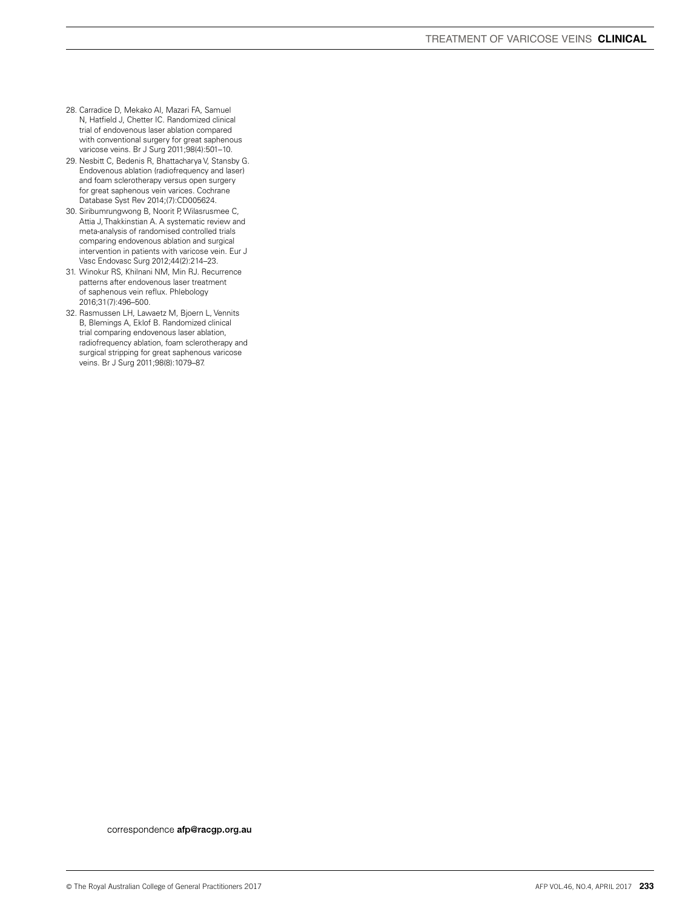28. Carradice D, Mekako AI, Mazari FA, Samuel N, Hatfield J, Chetter IC. Randomized clinical trial of endovenous laser ablation compared with conventional surgery for great saphenous varicose veins. Br J Surg 2011;98(4):501–10.
29. Nesbitt C, Bedenis R, Bhattacharya V, Stansby G. Endovenous ablation (radiofrequency and laser) and foam sclerotherapy versus open surgery for great saphenous vein varices. Cochrane Database Syst Rev 2014;(7):CD005624.
30. Siribumrungwong B, Noorit P, Wilasrusmee C, Attia J, Thakkinstian A. A systematic review and meta-analysis of randomised controlled trials comparing endovenous ablation and surgical intervention in patients with varicose vein. Eur J Vasc Endovasc Surg 2012;44(2):214–23.
31. Winokur RS, Khilnani NM, Min RJ. Recurrence patterns after endovenous laser treatment of saphenous vein reflux. Phlebology 2016;31(7):496–500.
32. Rasmussen LH, Lawaetz M, Bjoern L, Vennits B, Blemings A, Eklof B. Randomized clinical trial comparing endovenous laser ablation, radiofrequency ablation, foam sclerotherapy and surgical stripping for great saphenous varicose veins. Br J Surg 2011;98(8):1079–87.

correspondence **afp@racgp.org.au**